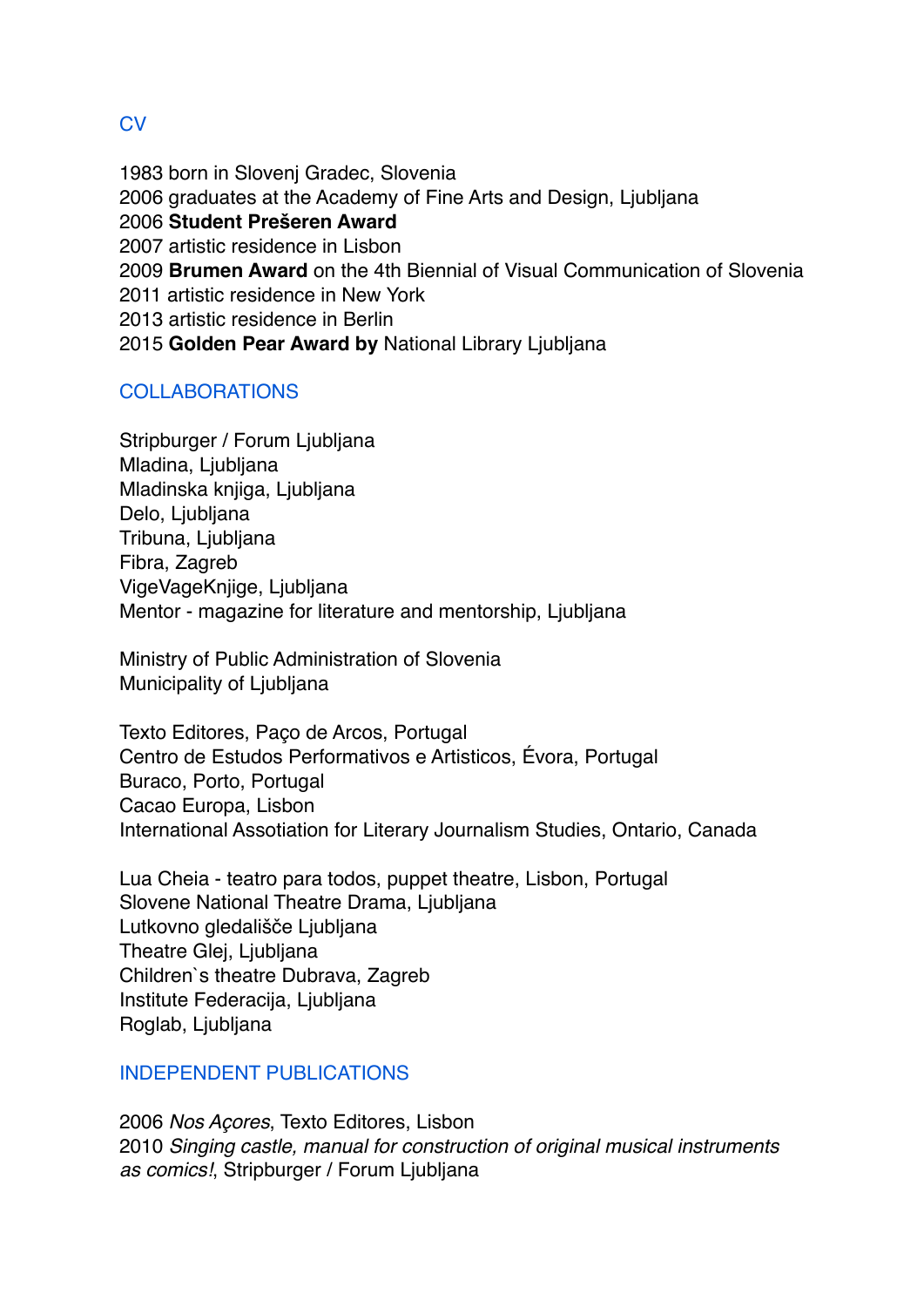## CV

1983 born in Slovenj Gradec, Slovenia
2006 graduates at the Academy of Fine Arts and Design, Ljubljana
2006 **Student Prešeren Award**
2007 artistic residence in Lisbon
2009 **Brumen Award** on the 4th Biennial of Visual Communication of Slovenia
2011 artistic residence in New York
2013 artistic residence in Berlin
2015 **Golden Pear Award by** National Library Ljubljana

## COLLABORATIONS

Stripburger / Forum Ljubljana
Mladina, Ljubljana
Mladinska knjiga, Ljubljana
Delo, Ljubljana
Tribuna, Ljubljana
Fibra, Zagreb
VigeVageKnjige, Ljubljana
Mentor - magazine for literature and mentorship, Ljubljana

Ministry of Public Administration of Slovenia
Municipality of Ljubljana

Texto Editores, Paço de Arcos, Portugal
Centro de Estudos Performativos e Artisticos, Évora, Portugal
Buraco, Porto, Portugal
Cacao Europa, Lisbon
International Assotiation for Literary Journalism Studies, Ontario, Canada

Lua Cheia - teatro para todos, puppet theatre, Lisbon, Portugal
Slovene National Theatre Drama, Ljubljana
Lutkovno gledališče Ljubljana
Theatre Glej, Ljubljana
Children`s theatre Dubrava, Zagreb
Institute Federacija, Ljubljana
Roglab, Ljubljana

## INDEPENDENT PUBLICATIONS

2006 *Nos Açores*, Texto Editores, Lisbon
2010 *Singing castle, manual for construction of original musical instruments as comics!*, Stripburger / Forum Ljubljana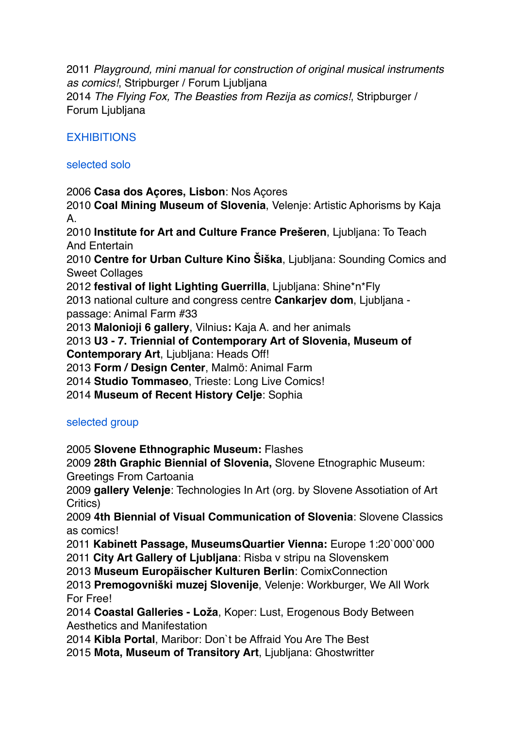2011 *Playground, mini manual for construction of original musical instruments as comics!*, Stripburger / Forum Ljubljana
2014 *The Flying Fox, The Beasties from Rezija as comics!*, Stripburger / Forum Ljubljana

## EXHIBITIONS

### selected solo

2006 **Casa dos Açores, Lisbon**: Nos Açores
2010 **Coal Mining Museum of Slovenia**, Velenje: Artistic Aphorisms by Kaja A.
2010 **Institute for Art and Culture France Prešeren**, Ljubljana: To Teach And Entertain
2010 **Centre for Urban Culture Kino Šiška**, Ljubljana: Sounding Comics and Sweet Collages
2012 **festival of light Lighting Guerrilla**, Ljubljana: Shine*n*Fly
2013 national culture and congress centre **Cankarjev dom**, Ljubljana - passage: Animal Farm #33
2013 **Malonioji 6 gallery**, Vilnius**:** Kaja A. and her animals
2013 **U3 - 7. Triennial of Contemporary Art of Slovenia, Museum of Contemporary Art**, Ljubljana: Heads Off!
2013 **Form / Design Center**, Malmö: Animal Farm
2014 **Studio Tommaseo**, Trieste: Long Live Comics!
2014 **Museum of Recent History Celje**: Sophia

### selected group

2005 **Slovene Ethnographic Museum:** Flashes
2009 **28th Graphic Biennial of Slovenia,** Slovene Etnographic Museum: Greetings From Cartoania
2009 **gallery Velenje**: Technologies In Art (org. by Slovene Assotiation of Art Critics)
2009 **4th Biennial of Visual Communication of Slovenia**: Slovene Classics as comics!
2011 **Kabinett Passage, MuseumsQuartier Vienna:** Europe 1:20`000`000
2011 **City Art Gallery of Ljubljana**: Risba v stripu na Slovenskem
2013 **Museum Europäischer Kulturen Berlin**: ComixConnection
2013 **Premogovniški muzej Slovenije**, Velenje: Workburger, We All Work For Free!
2014 **Coastal Galleries - Loža**, Koper: Lust, Erogenous Body Between Aesthetics and Manifestation
2014 **Kibla Portal**, Maribor: Don`t be Affraid You Are The Best
2015 **Mota, Museum of Transitory Art**, Ljubljana: Ghostwritter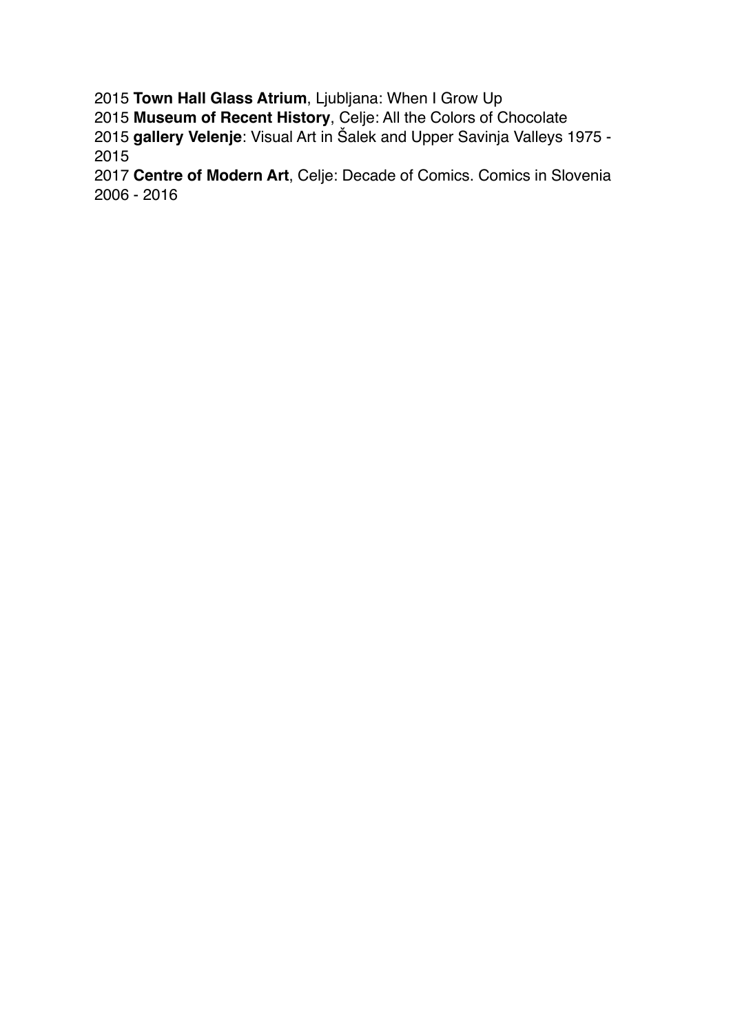2015 **Town Hall Glass Atrium**, Ljubljana: When I Grow Up
2015 **Museum of Recent History**, Celje: All the Colors of Chocolate
2015 **gallery Velenje**: Visual Art in Šalek and Upper Savinja Valleys 1975 - 2015
2017 **Centre of Modern Art**, Celje: Decade of Comics. Comics in Slovenia 2006 - 2016